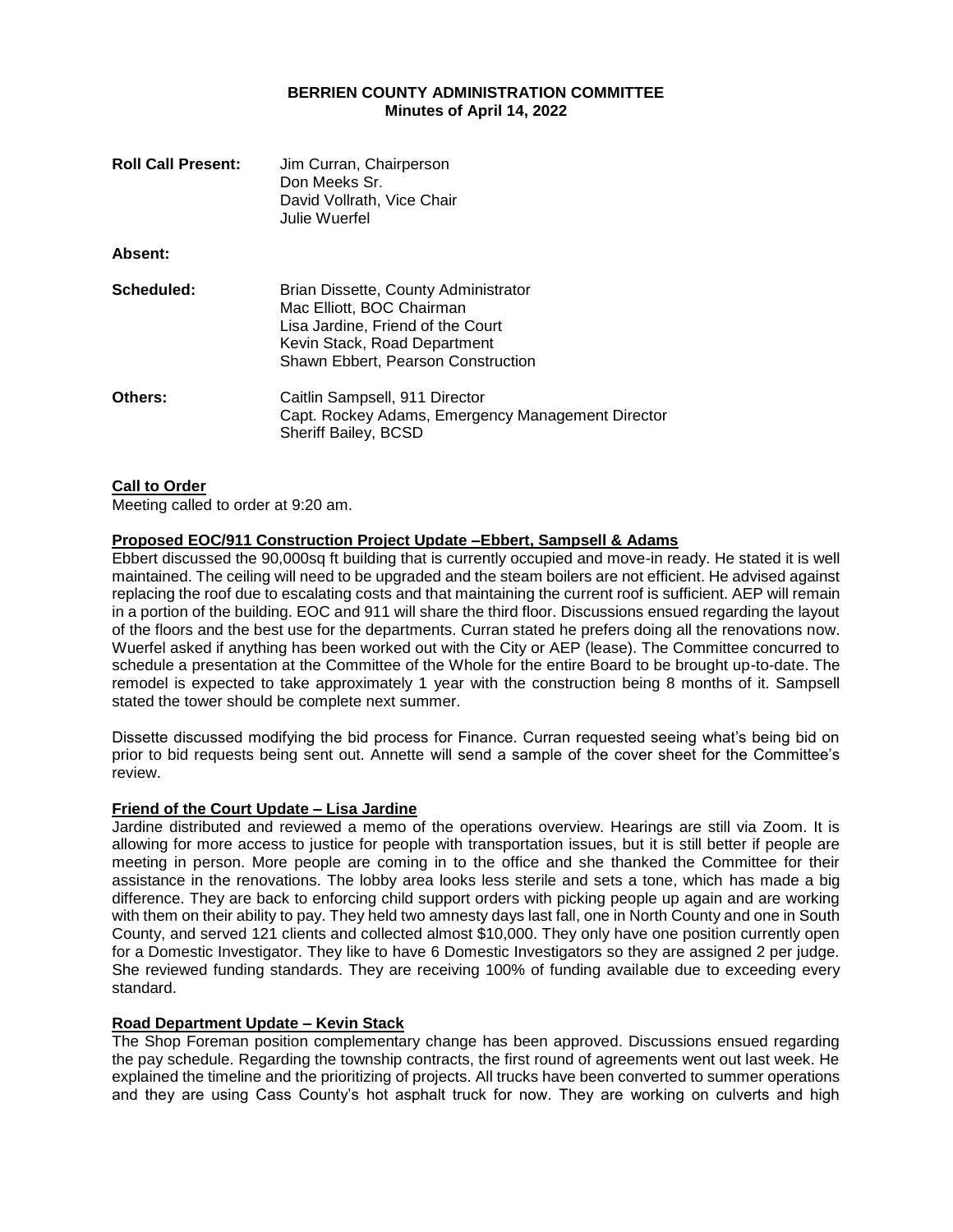**BERRIEN COUNTY ADMINISTRATION COMMITTEE**
**Minutes of April 14, 2022**

**Roll Call Present:** Jim Curran, Chairperson
Don Meeks Sr.
David Vollrath, Vice Chair
Julie Wuerfel

**Absent:**

**Scheduled:** Brian Dissette, County Administrator
Mac Elliott, BOC Chairman
Lisa Jardine, Friend of the Court
Kevin Stack, Road Department
Shawn Ebbert, Pearson Construction

**Others:** Caitlin Sampsell, 911 Director
Capt. Rockey Adams, Emergency Management Director
Sheriff Bailey, BCSD

## Call to Order

Meeting called to order at 9:20 am.

## Proposed EOC/911 Construction Project Update –Ebbert, Sampsell & Adams

Ebbert discussed the 90,000sq ft building that is currently occupied and move-in ready. He stated it is well maintained. The ceiling will need to be upgraded and the steam boilers are not efficient. He advised against replacing the roof due to escalating costs and that maintaining the current roof is sufficient. AEP will remain in a portion of the building. EOC and 911 will share the third floor. Discussions ensued regarding the layout of the floors and the best use for the departments. Curran stated he prefers doing all the renovations now. Wuerfel asked if anything has been worked out with the City or AEP (lease). The Committee concurred to schedule a presentation at the Committee of the Whole for the entire Board to be brought up-to-date. The remodel is expected to take approximately 1 year with the construction being 8 months of it. Sampsell stated the tower should be complete next summer.

Dissette discussed modifying the bid process for Finance. Curran requested seeing what's being bid on prior to bid requests being sent out. Annette will send a sample of the cover sheet for the Committee's review.

## Friend of the Court Update – Lisa Jardine

Jardine distributed and reviewed a memo of the operations overview. Hearings are still via Zoom. It is allowing for more access to justice for people with transportation issues, but it is still better if people are meeting in person. More people are coming in to the office and she thanked the Committee for their assistance in the renovations. The lobby area looks less sterile and sets a tone, which has made a big difference. They are back to enforcing child support orders with picking people up again and are working with them on their ability to pay. They held two amnesty days last fall, one in North County and one in South County, and served 121 clients and collected almost $10,000. They only have one position currently open for a Domestic Investigator. They like to have 6 Domestic Investigators so they are assigned 2 per judge. She reviewed funding standards. They are receiving 100% of funding available due to exceeding every standard.

## Road Department Update – Kevin Stack

The Shop Foreman position complementary change has been approved. Discussions ensued regarding the pay schedule. Regarding the township contracts, the first round of agreements went out last week. He explained the timeline and the prioritizing of projects. All trucks have been converted to summer operations and they are using Cass County's hot asphalt truck for now. They are working on culverts and high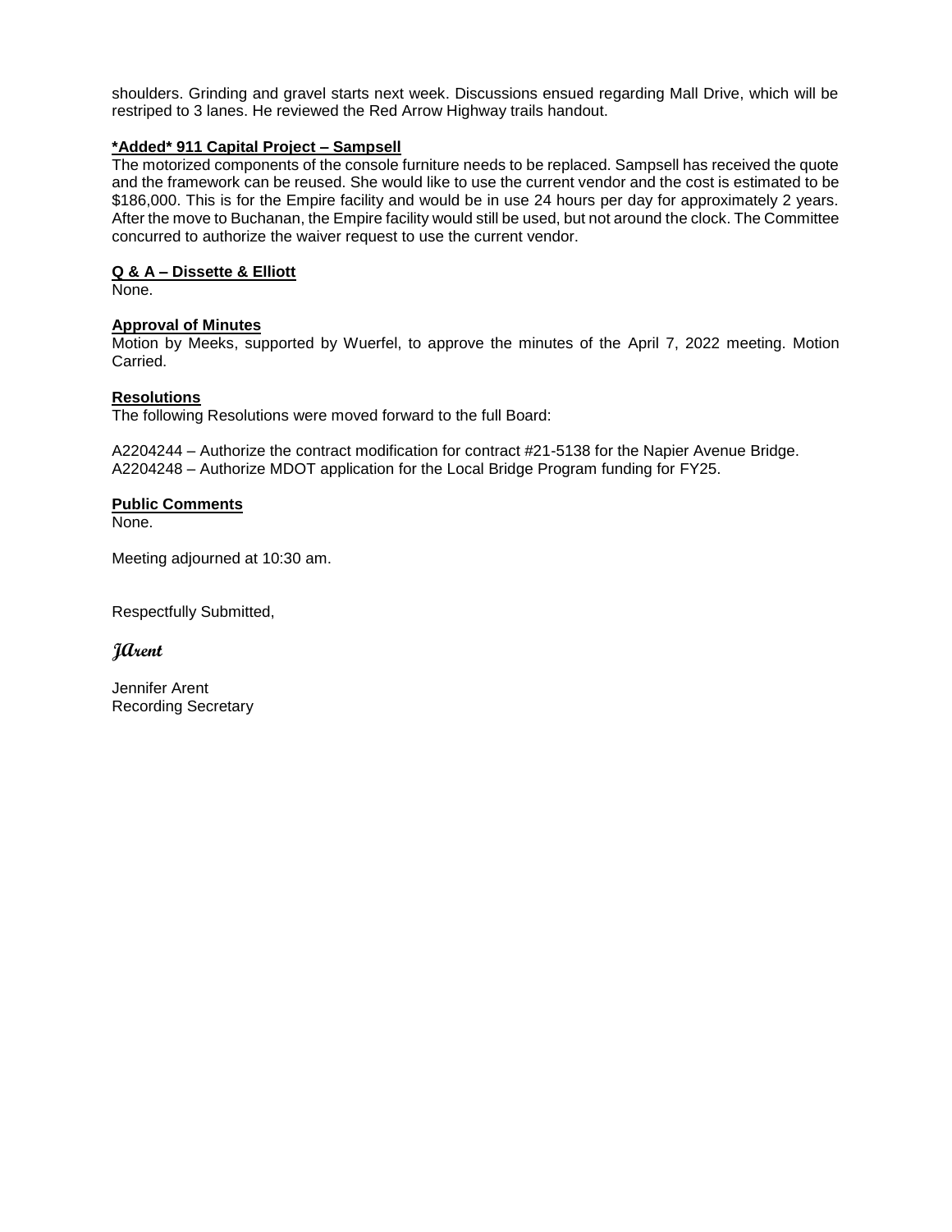shoulders. Grinding and gravel starts next week. Discussions ensued regarding Mall Drive, which will be restriped to 3 lanes. He reviewed the Red Arrow Highway trails handout.

**\*Added\* 911 Capital Project – Sampsell**

The motorized components of the console furniture needs to be replaced. Sampsell has received the quote and the framework can be reused. She would like to use the current vendor and the cost is estimated to be $186,000. This is for the Empire facility and would be in use 24 hours per day for approximately 2 years. After the move to Buchanan, the Empire facility would still be used, but not around the clock. The Committee concurred to authorize the waiver request to use the current vendor.

**Q & A – Dissette & Elliott**

None.

**Approval of Minutes**

Motion by Meeks, supported by Wuerfel, to approve the minutes of the April 7, 2022 meeting. Motion Carried.

**Resolutions**

The following Resolutions were moved forward to the full Board:

A2204244 – Authorize the contract modification for contract #21-5138 for the Napier Avenue Bridge.
A2204248 – Authorize MDOT application for the Local Bridge Program funding for FY25.

**Public Comments**

None.

Meeting adjourned at 10:30 am.

Respectfully Submitted,

*JArent*

Jennifer Arent
Recording Secretary